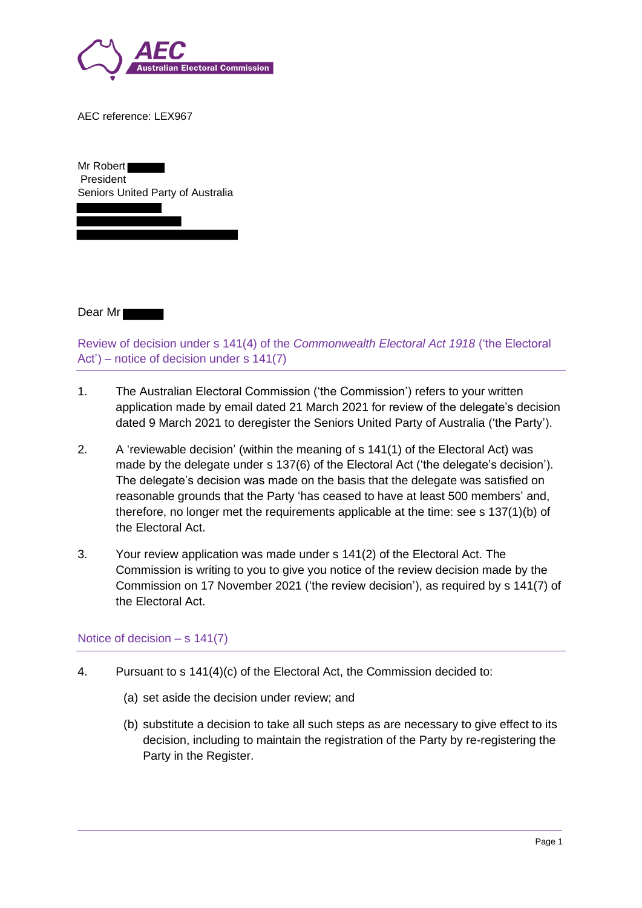AEC
Australian Electoral Commission

AEC reference: LEX967

Mr Robert
President
Seniors United Party of Australia

Dear Mr

## Review of decision under s 141(4) of the *Commonwealth Electoral Act 1918* ('the Electoral Act') – notice of decision under s 141(7)

1. The Australian Electoral Commission ('the Commission') refers to your written application made by email dated 21 March 2021 for review of the delegate's decision dated 9 March 2021 to deregister the Seniors United Party of Australia ('the Party').

2. A 'reviewable decision' (within the meaning of s 141(1) of the Electoral Act) was made by the delegate under s 137(6) of the Electoral Act ('the delegate's decision'). The delegate's decision was made on the basis that the delegate was satisfied on reasonable grounds that the Party 'has ceased to have at least 500 members' and, therefore, no longer met the requirements applicable at the time: see s 137(1)(b) of the Electoral Act.

3. Your review application was made under s 141(2) of the Electoral Act. The Commission is writing to you to give you notice of the review decision made by the Commission on 17 November 2021 ('the review decision'), as required by s 141(7) of the Electoral Act.

## Notice of decision – s 141(7)

4. Pursuant to s 141(4)(c) of the Electoral Act, the Commission decided to:

   (a) set aside the decision under review; and

   (b) substitute a decision to take all such steps as are necessary to give effect to its decision, including to maintain the registration of the Party by re-registering the Party in the Register.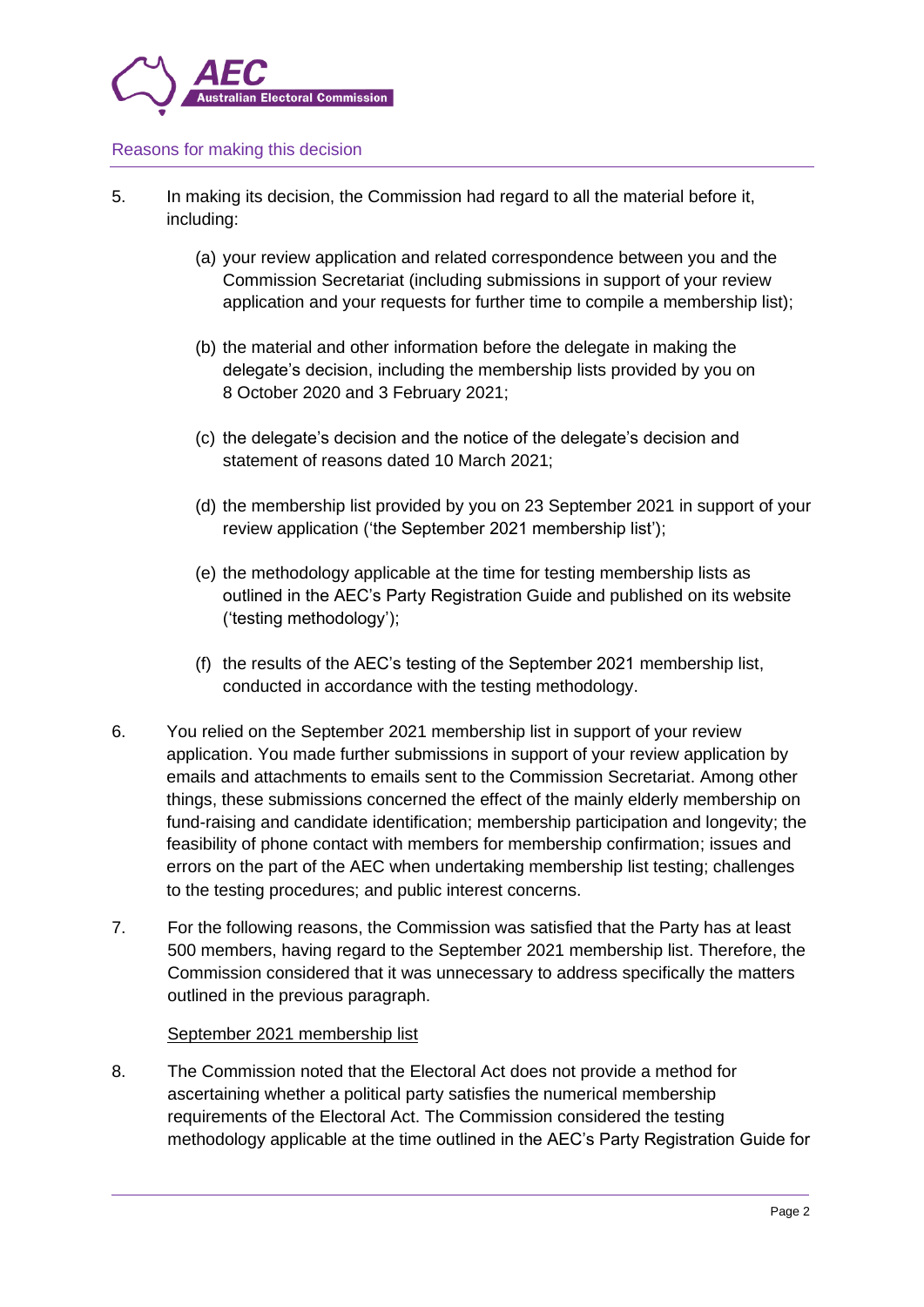## Reasons for making this decision

5. In making its decision, the Commission had regard to all the material before it, including:

   (a) your review application and related correspondence between you and the Commission Secretariat (including submissions in support of your review application and your requests for further time to compile a membership list);

   (b) the material and other information before the delegate in making the delegate's decision, including the membership lists provided by you on 8 October 2020 and 3 February 2021;

   (c) the delegate's decision and the notice of the delegate's decision and statement of reasons dated 10 March 2021;

   (d) the membership list provided by you on 23 September 2021 in support of your review application ('the September 2021 membership list');

   (e) the methodology applicable at the time for testing membership lists as outlined in the AEC's Party Registration Guide and published on its website ('testing methodology');

   (f) the results of the AEC's testing of the September 2021 membership list, conducted in accordance with the testing methodology.

6. You relied on the September 2021 membership list in support of your review application. You made further submissions in support of your review application by emails and attachments to emails sent to the Commission Secretariat. Among other things, these submissions concerned the effect of the mainly elderly membership on fund-raising and candidate identification; membership participation and longevity; the feasibility of phone contact with members for membership confirmation; issues and errors on the part of the AEC when undertaking membership list testing; challenges to the testing procedures; and public interest concerns.

7. For the following reasons, the Commission was satisfied that the Party has at least 500 members, having regard to the September 2021 membership list. Therefore, the Commission considered that it was unnecessary to address specifically the matters outlined in the previous paragraph.

<u>September 2021 membership list</u>

8. The Commission noted that the Electoral Act does not provide a method for ascertaining whether a political party satisfies the numerical membership requirements of the Electoral Act. The Commission considered the testing methodology applicable at the time outlined in the AEC's Party Registration Guide for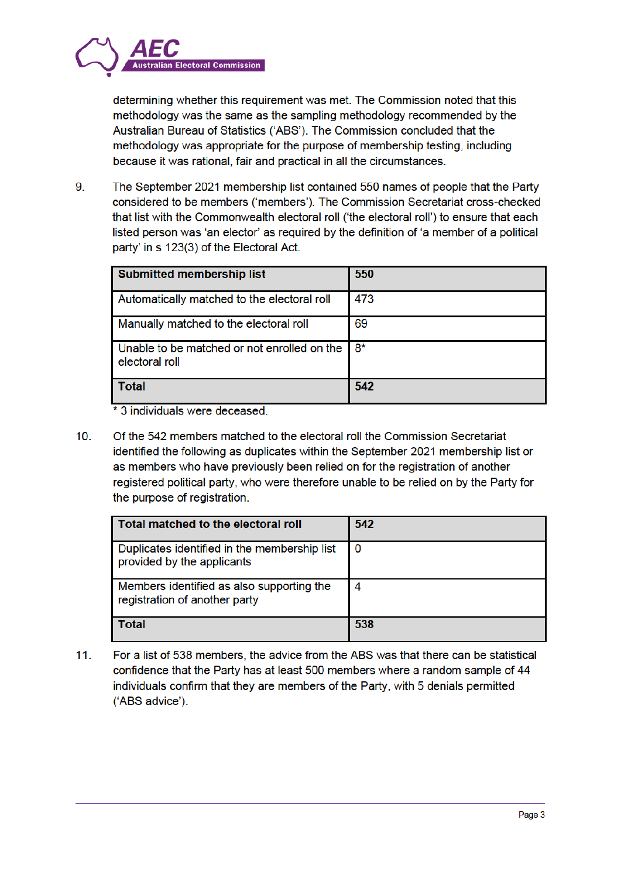determining whether this requirement was met. The Commission noted that this methodology was the same as the sampling methodology recommended by the Australian Bureau of Statistics ('ABS'). The Commission concluded that the methodology was appropriate for the purpose of membership testing, including because it was rational, fair and practical in all the circumstances.

9. The September 2021 membership list contained 550 names of people that the Party considered to be members ('members'). The Commission Secretariat cross-checked that list with the Commonwealth electoral roll ('the electoral roll') to ensure that each listed person was 'an elector' as required by the definition of 'a member of a political party' in s 123(3) of the Electoral Act.

| **Submitted membership list** | **550** |
|---|---|
| Automatically matched to the electoral roll | 473 |
| Manually matched to the electoral roll | 69 |
| Unable to be matched or not enrolled on the electoral roll | 8* |
| **Total** | **542** |

\* 3 individuals were deceased.

10. Of the 542 members matched to the electoral roll the Commission Secretariat identified the following as duplicates within the September 2021 membership list or as members who have previously been relied on for the registration of another registered political party, who were therefore unable to be relied on by the Party for the purpose of registration.

| **Total matched to the electoral roll** | **542** |
|---|---|
| Duplicates identified in the membership list provided by the applicants | 0 |
| Members identified as also supporting the registration of another party | 4 |
| **Total** | **538** |

11. For a list of 538 members, the advice from the ABS was that there can be statistical confidence that the Party has at least 500 members where a random sample of 44 individuals confirm that they are members of the Party, with 5 denials permitted ('ABS advice').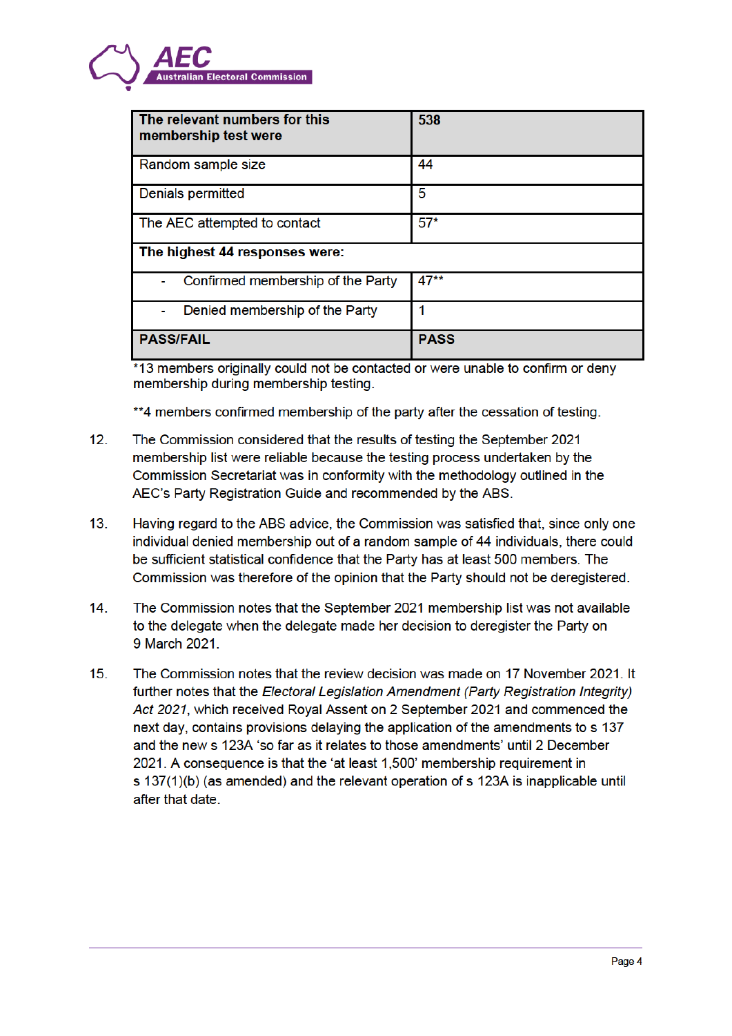| **The relevant numbers for this membership test were** | **538** |
| --- | --- |
| Random sample size | 44 |
| Denials permitted | 5 |
| The AEC attempted to contact | 57* |
| **The highest 44 responses were:** | |
| - Confirmed membership of the Party | 47** |
| - Denied membership of the Party | 1 |
| **PASS/FAIL** | **PASS** |

*13 members originally could not be contacted or were unable to confirm or deny membership during membership testing.

**4 members confirmed membership of the party after the cessation of testing.

12. The Commission considered that the results of testing the September 2021 membership list were reliable because the testing process undertaken by the Commission Secretariat was in conformity with the methodology outlined in the AEC's Party Registration Guide and recommended by the ABS.

13. Having regard to the ABS advice, the Commission was satisfied that, since only one individual denied membership out of a random sample of 44 individuals, there could be sufficient statistical confidence that the Party has at least 500 members. The Commission was therefore of the opinion that the Party should not be deregistered.

14. The Commission notes that the September 2021 membership list was not available to the delegate when the delegate made her decision to deregister the Party on 9 March 2021.

15. The Commission notes that the review decision was made on 17 November 2021. It further notes that the *Electoral Legislation Amendment (Party Registration Integrity) Act 2021*, which received Royal Assent on 2 September 2021 and commenced the next day, contains provisions delaying the application of the amendments to s 137 and the new s 123A 'so far as it relates to those amendments' until 2 December 2021. A consequence is that the 'at least 1,500' membership requirement in s 137(1)(b) (as amended) and the relevant operation of s 123A is inapplicable until after that date.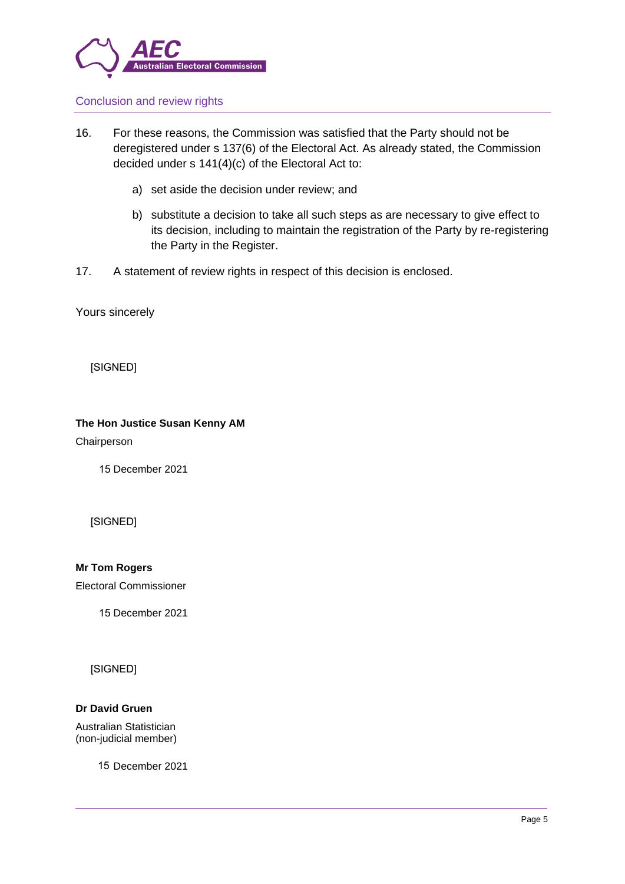## Conclusion and review rights

16. For these reasons, the Commission was satisfied that the Party should not be deregistered under s 137(6) of the Electoral Act. As already stated, the Commission decided under s 141(4)(c) of the Electoral Act to:

    a) set aside the decision under review; and

    b) substitute a decision to take all such steps as are necessary to give effect to its decision, including to maintain the registration of the Party by re-registering the Party in the Register.

17. A statement of review rights in respect of this decision is enclosed.

Yours sincerely

[SIGNED]

**The Hon Justice Susan Kenny AM**

Chairperson

15 December 2021

[SIGNED]

**Mr Tom Rogers**

Electoral Commissioner

15 December 2021

[SIGNED]

**Dr David Gruen**

Australian Statistician
(non-judicial member)

15 December 2021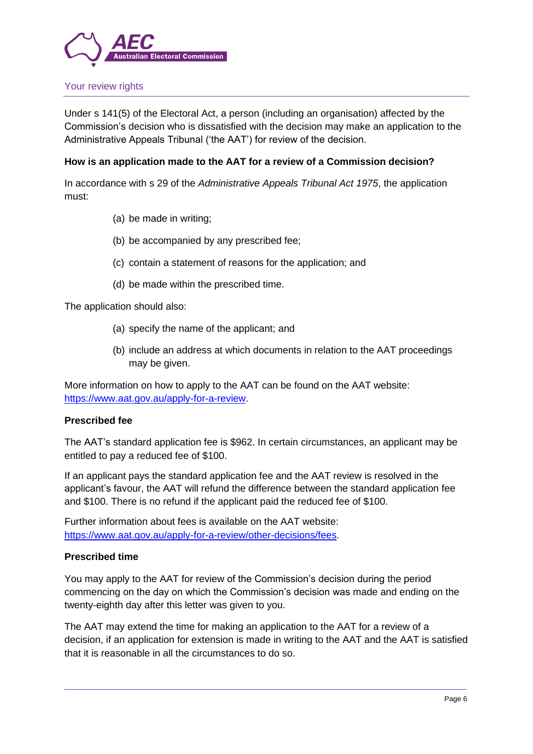## Your review rights

Under s 141(5) of the Electoral Act, a person (including an organisation) affected by the Commission's decision who is dissatisfied with the decision may make an application to the Administrative Appeals Tribunal ('the AAT') for review of the decision.

### How is an application made to the AAT for a review of a Commission decision?

In accordance with s 29 of the *Administrative Appeals Tribunal Act 1975*, the application must:

(a) be made in writing;

(b) be accompanied by any prescribed fee;

(c) contain a statement of reasons for the application; and

(d) be made within the prescribed time.

The application should also:

(a) specify the name of the applicant; and

(b) include an address at which documents in relation to the AAT proceedings may be given.

More information on how to apply to the AAT can be found on the AAT website: https://www.aat.gov.au/apply-for-a-review.

### Prescribed fee

The AAT's standard application fee is $962. In certain circumstances, an applicant may be entitled to pay a reduced fee of $100.

If an applicant pays the standard application fee and the AAT review is resolved in the applicant's favour, the AAT will refund the difference between the standard application fee and $100. There is no refund if the applicant paid the reduced fee of $100.

Further information about fees is available on the AAT website: https://www.aat.gov.au/apply-for-a-review/other-decisions/fees.

### Prescribed time

You may apply to the AAT for review of the Commission's decision during the period commencing on the day on which the Commission's decision was made and ending on the twenty-eighth day after this letter was given to you.

The AAT may extend the time for making an application to the AAT for a review of a decision, if an application for extension is made in writing to the AAT and the AAT is satisfied that it is reasonable in all the circumstances to do so.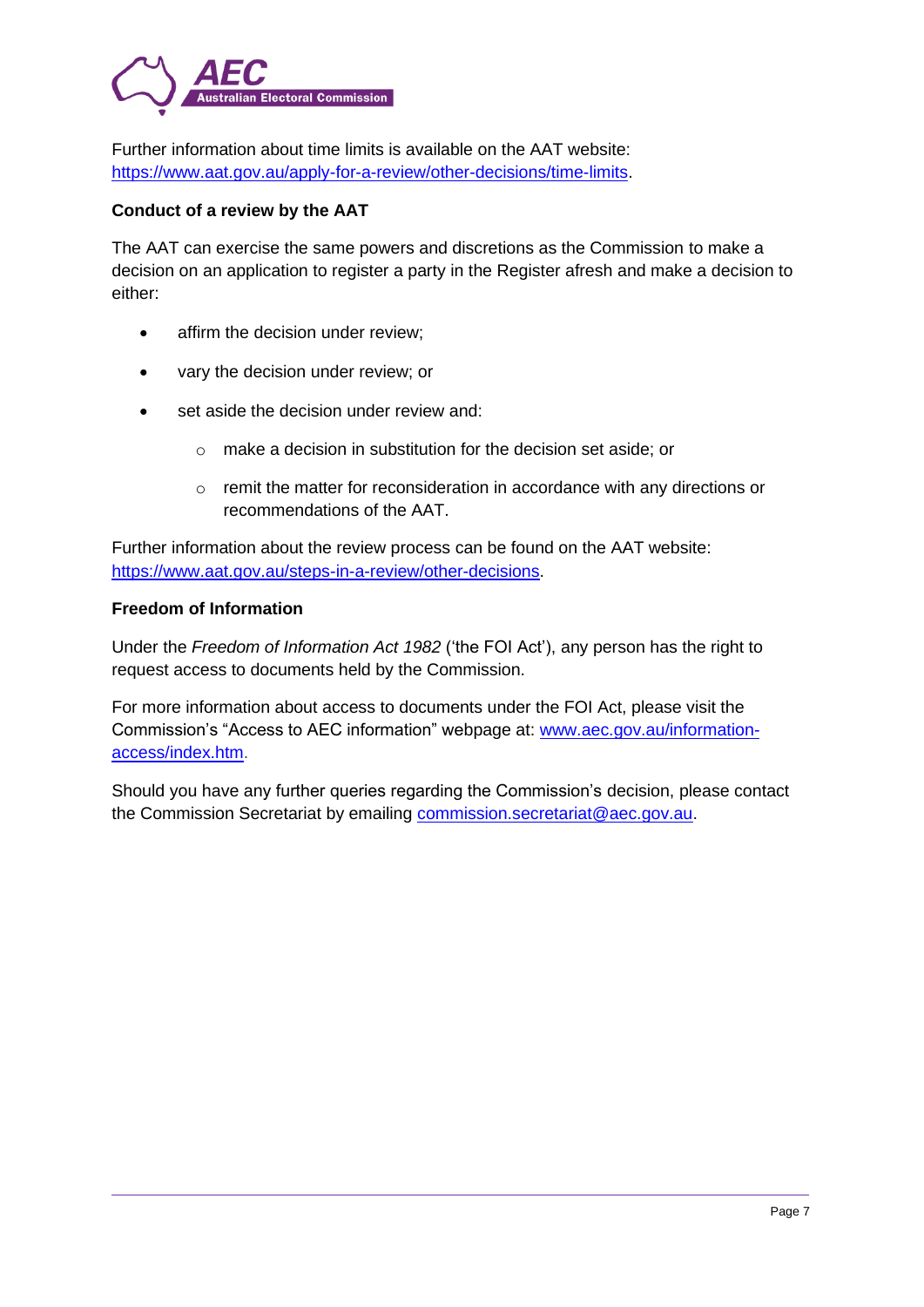Further information about time limits is available on the AAT website: https://www.aat.gov.au/apply-for-a-review/other-decisions/time-limits.

**Conduct of a review by the AAT**

The AAT can exercise the same powers and discretions as the Commission to make a decision on an application to register a party in the Register afresh and make a decision to either:

- affirm the decision under review;
- vary the decision under review; or
- set aside the decision under review and:
  - make a decision in substitution for the decision set aside; or
  - remit the matter for reconsideration in accordance with any directions or recommendations of the AAT.

Further information about the review process can be found on the AAT website: https://www.aat.gov.au/steps-in-a-review/other-decisions.

**Freedom of Information**

Under the *Freedom of Information Act 1982* ('the FOI Act'), any person has the right to request access to documents held by the Commission.

For more information about access to documents under the FOI Act, please visit the Commission's "Access to AEC information" webpage at: www.aec.gov.au/information-access/index.htm.

Should you have any further queries regarding the Commission's decision, please contact the Commission Secretariat by emailing commission.secretariat@aec.gov.au.